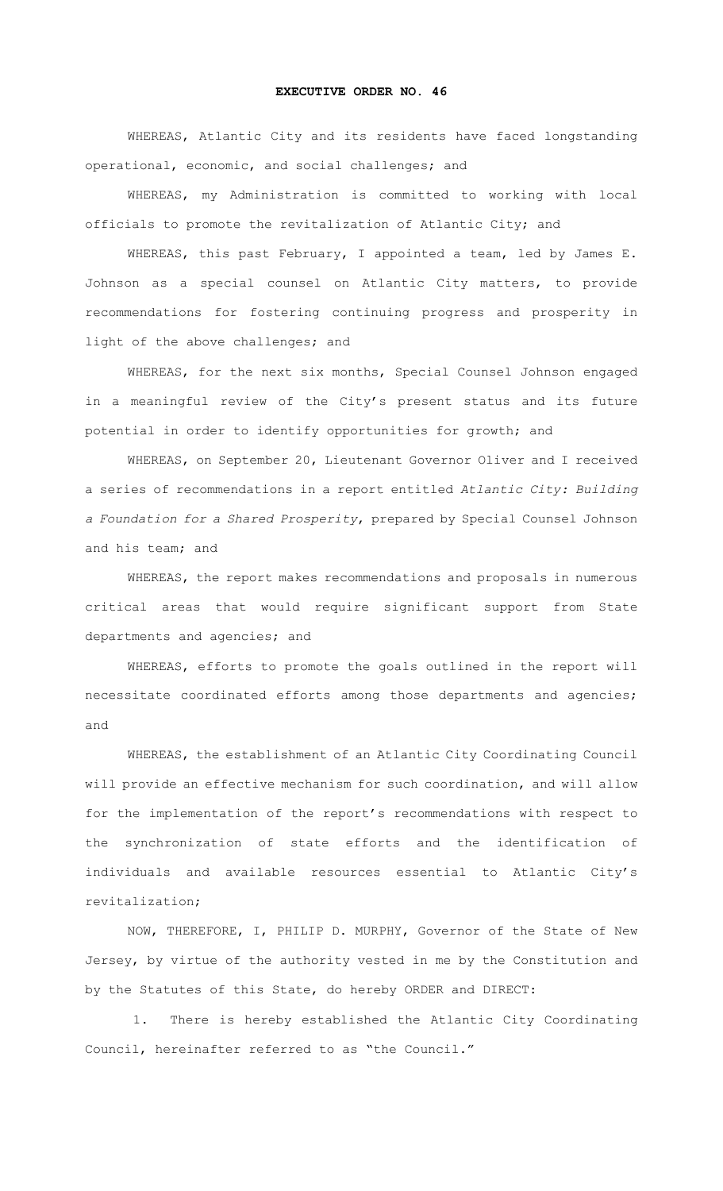# EXECUTIVE ORDER NO. 46

WHEREAS, Atlantic City and its residents have faced longstanding operational, economic, and social challenges; and

WHEREAS, my Administration is committed to working with local officials to promote the revitalization of Atlantic City; and

WHEREAS, this past February, I appointed a team, led by James E. Johnson as a special counsel on Atlantic City matters, to provide recommendations for fostering continuing progress and prosperity in light of the above challenges; and

WHEREAS, for the next six months, Special Counsel Johnson engaged in a meaningful review of the City's present status and its future potential in order to identify opportunities for growth; and

WHEREAS, on September 20, Lieutenant Governor Oliver and I received a series of recommendations in a report entitled *Atlantic City: Building a Foundation for a Shared Prosperity*, prepared by Special Counsel Johnson and his team; and

WHEREAS, the report makes recommendations and proposals in numerous critical areas that would require significant support from State departments and agencies; and

WHEREAS, efforts to promote the goals outlined in the report will necessitate coordinated efforts among those departments and agencies; and

WHEREAS, the establishment of an Atlantic City Coordinating Council will provide an effective mechanism for such coordination, and will allow for the implementation of the report's recommendations with respect to the synchronization of state efforts and the identification of individuals and available resources essential to Atlantic City's revitalization;

NOW, THEREFORE, I, PHILIP D. MURPHY, Governor of the State of New Jersey, by virtue of the authority vested in me by the Constitution and by the Statutes of this State, do hereby ORDER and DIRECT:

1. There is hereby established the Atlantic City Coordinating Council, hereinafter referred to as "the Council."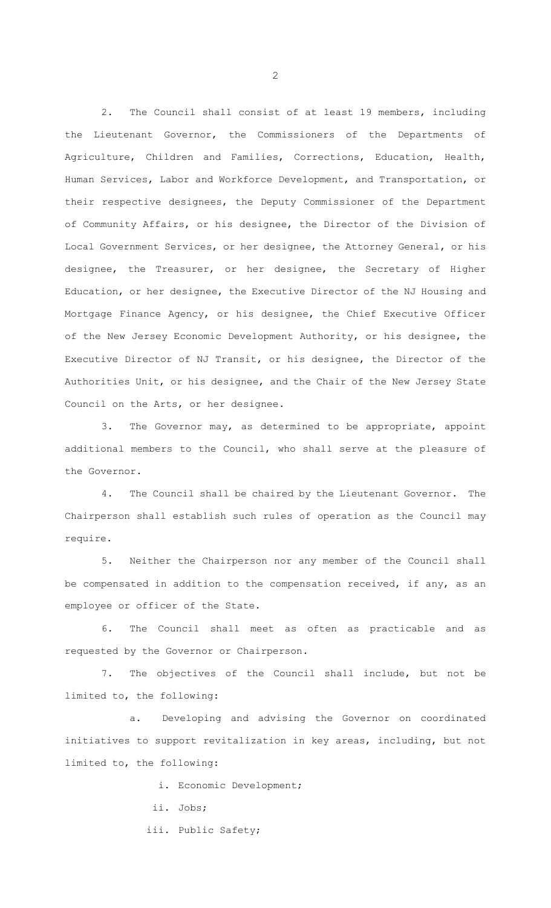2. The Council shall consist of at least 19 members, including the Lieutenant Governor, the Commissioners of the Departments of Agriculture, Children and Families, Corrections, Education, Health, Human Services, Labor and Workforce Development, and Transportation, or their respective designees, the Deputy Commissioner of the Department of Community Affairs, or his designee, the Director of the Division of Local Government Services, or her designee, the Attorney General, or his designee, the Treasurer, or her designee, the Secretary of Higher Education, or her designee, the Executive Director of the NJ Housing and Mortgage Finance Agency, or his designee, the Chief Executive Officer of the New Jersey Economic Development Authority, or his designee, the Executive Director of NJ Transit, or his designee, the Director of the Authorities Unit, or his designee, and the Chair of the New Jersey State Council on the Arts, or her designee.

3. The Governor may, as determined to be appropriate, appoint additional members to the Council, who shall serve at the pleasure of the Governor.

4. The Council shall be chaired by the Lieutenant Governor. The Chairperson shall establish such rules of operation as the Council may require.

5. Neither the Chairperson nor any member of the Council shall be compensated in addition to the compensation received, if any, as an employee or officer of the State.

6. The Council shall meet as often as practicable and as requested by the Governor or Chairperson.

7. The objectives of the Council shall include, but not be limited to, the following:

a. Developing and advising the Governor on coordinated initiatives to support revitalization in key areas, including, but not limited to, the following:

i. Economic Development;

ii. Jobs;

iii. Public Safety;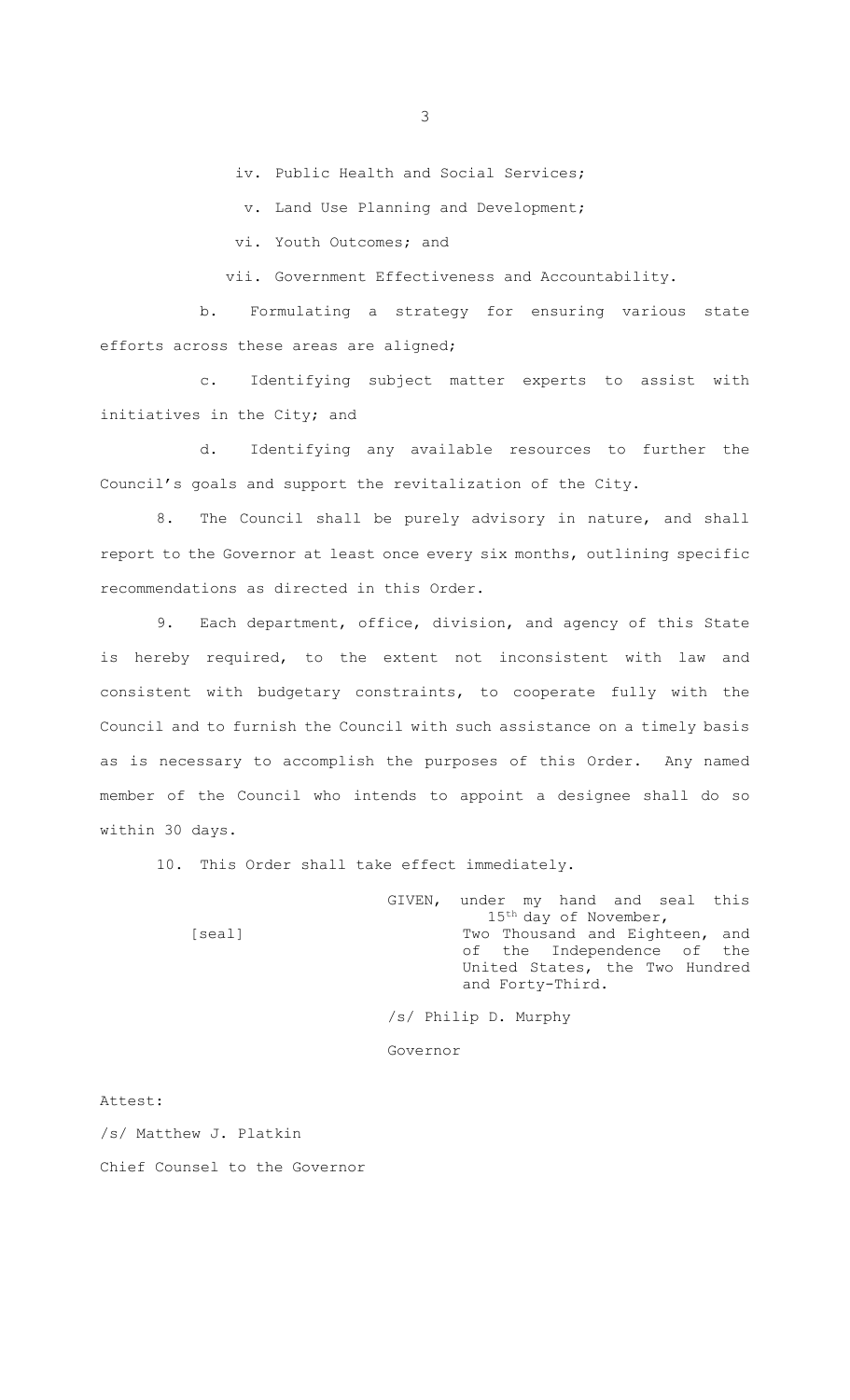iv. Public Health and Social Services;

v. Land Use Planning and Development;

vi. Youth Outcomes; and

vii. Government Effectiveness and Accountability.

b. Formulating a strategy for ensuring various state efforts across these areas are aligned;

c. Identifying subject matter experts to assist with initiatives in the City; and

d. Identifying any available resources to further the Council's goals and support the revitalization of the City.

8. The Council shall be purely advisory in nature, and shall report to the Governor at least once every six months, outlining specific recommendations as directed in this Order.

9. Each department, office, division, and agency of this State is hereby required, to the extent not inconsistent with law and consistent with budgetary constraints, to cooperate fully with the Council and to furnish the Council with such assistance on a timely basis as is necessary to accomplish the purposes of this Order. Any named member of the Council who intends to appoint a designee shall do so within 30 days.

10. This Order shall take effect immediately.

[seal]

GIVEN, under my hand and seal this 15th day of November, Two Thousand and Eighteen, and of the Independence of the United States, the Two Hundred and Forty-Third.

/s/ Philip D. Murphy

Governor

Attest:

/s/ Matthew J. Platkin

Chief Counsel to the Governor